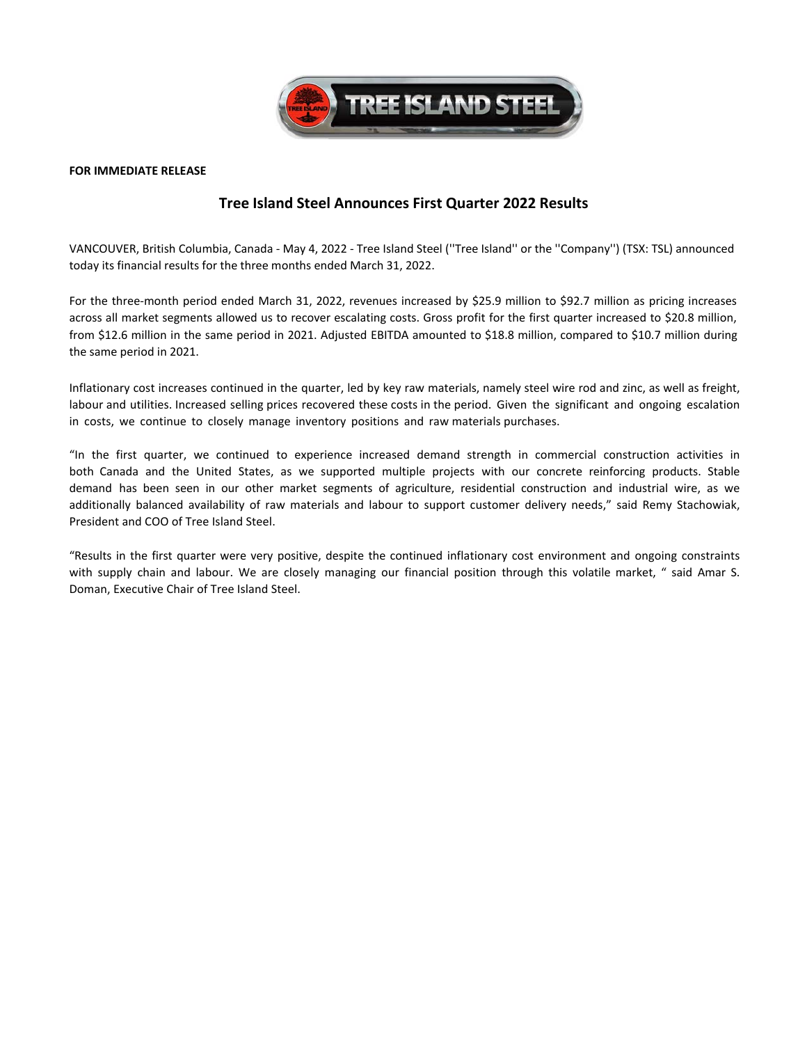**FOR IMMEDIATE RELEASE**

# Tree Island Steel Announces First Quarter 2022 Results

VANCOUVER, British Columbia, Canada - May 4, 2022 - Tree Island Steel (''Tree Island'' or the ''Company'') (TSX: TSL) announced today its financial results for the three months ended March 31, 2022.

For the three-month period ended March 31, 2022, revenues increased by $25.9 million to $92.7 million as pricing increases across all market segments allowed us to recover escalating costs. Gross profit for the first quarter increased to $20.8 million, from $12.6 million in the same period in 2021. Adjusted EBITDA amounted to $18.8 million, compared to $10.7 million during the same period in 2021.

Inflationary cost increases continued in the quarter, led by key raw materials, namely steel wire rod and zinc, as well as freight, labour and utilities. Increased selling prices recovered these costs in the period. Given the significant and ongoing escalation in costs, we continue to closely manage inventory positions and raw materials purchases.

"In the first quarter, we continued to experience increased demand strength in commercial construction activities in both Canada and the United States, as we supported multiple projects with our concrete reinforcing products. Stable demand has been seen in our other market segments of agriculture, residential construction and industrial wire, as we additionally balanced availability of raw materials and labour to support customer delivery needs," said Remy Stachowiak, President and COO of Tree Island Steel.

"Results in the first quarter were very positive, despite the continued inflationary cost environment and ongoing constraints with supply chain and labour. We are closely managing our financial position through this volatile market, " said Amar S. Doman, Executive Chair of Tree Island Steel.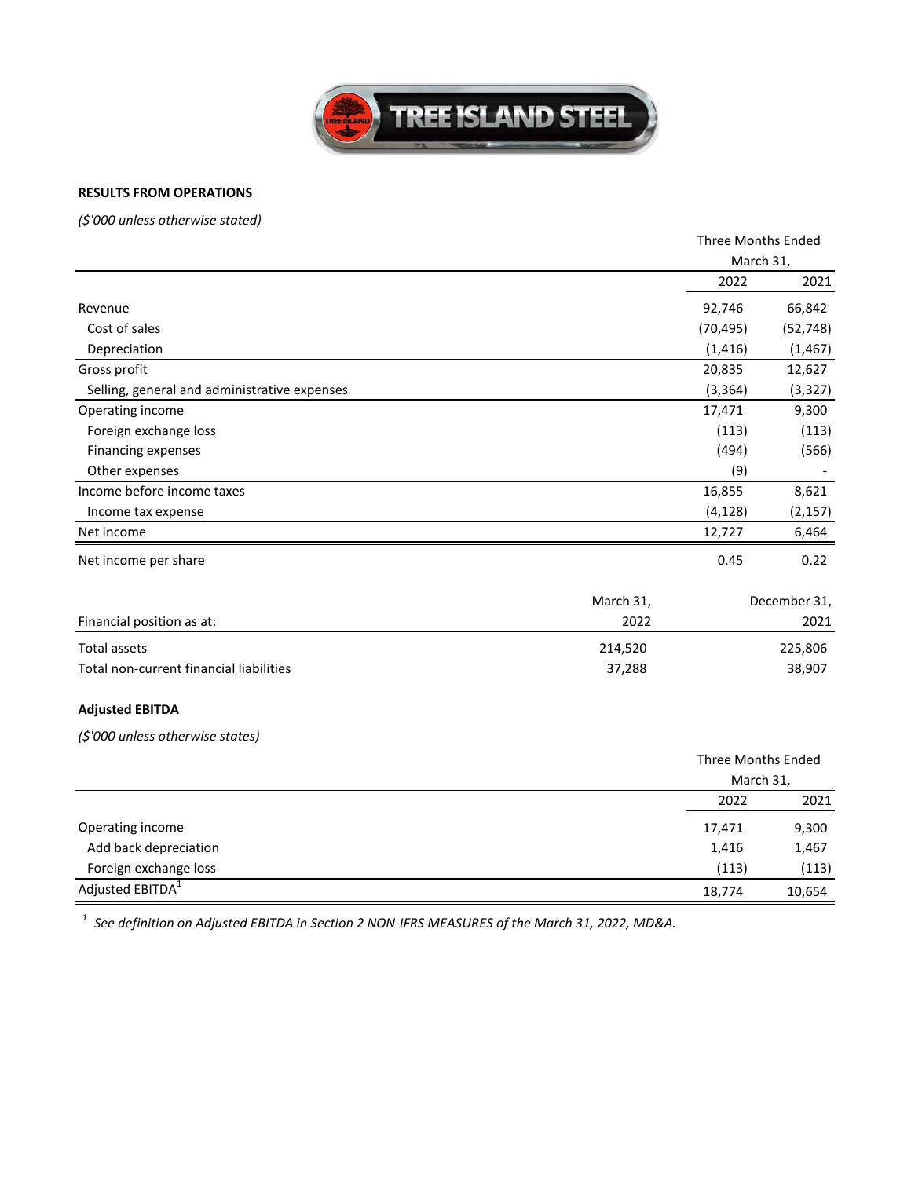**RESULTS FROM OPERATIONS**

*($'000 unless otherwise stated)*

| | Three Months Ended March 31, | |
|---|---|---|
| | 2022 | 2021 |
| Revenue | 92,746 | 66,842 |
| Cost of sales | (70,495) | (52,748) |
| Depreciation | (1,416) | (1,467) |
| Gross profit | 20,835 | 12,627 |
| Selling, general and administrative expenses | (3,364) | (3,327) |
| Operating income | 17,471 | 9,300 |
| Foreign exchange loss | (113) | (113) |
| Financing expenses | (494) | (566) |
| Other expenses | (9) | - |
| Income before income taxes | 16,855 | 8,621 |
| Income tax expense | (4,128) | (2,157) |
| Net income | 12,727 | 6,464 |
| Net income per share | 0.45 | 0.22 |

| Financial position as at: | March 31, 2022 | December 31, 2021 |
|---|---|---|
| Total assets | 214,520 | 225,806 |
| Total non-current financial liabilities | 37,288 | 38,907 |

**Adjusted EBITDA**

*($'000 unless otherwise states)*

| | Three Months Ended March 31, | |
|---|---|---|
| | 2022 | 2021 |
| Operating income | 17,471 | 9,300 |
| Add back depreciation | 1,416 | 1,467 |
| Foreign exchange loss | (113) | (113) |
| Adjusted EBITDA[1] | 18,774 | 10,654 |

[1] *See definition on Adjusted EBITDA in Section 2 NON-IFRS MEASURES of the March 31, 2022, MD&A.*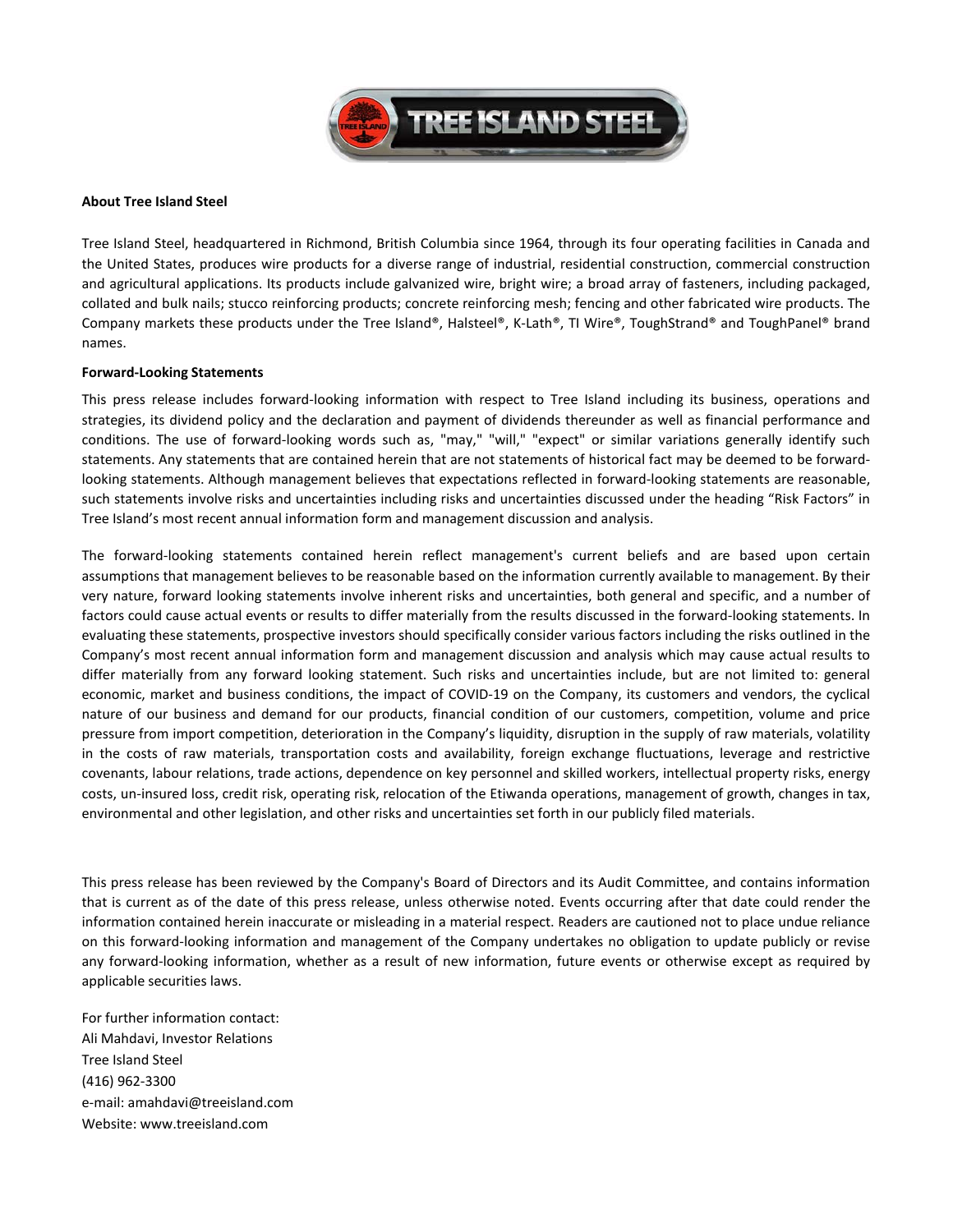**About Tree Island Steel**

Tree Island Steel, headquartered in Richmond, British Columbia since 1964, through its four operating facilities in Canada and the United States, produces wire products for a diverse range of industrial, residential construction, commercial construction and agricultural applications. Its products include galvanized wire, bright wire; a broad array of fasteners, including packaged, collated and bulk nails; stucco reinforcing products; concrete reinforcing mesh; fencing and other fabricated wire products. The Company markets these products under the Tree Island®, Halsteel®, K-Lath®, TI Wire®, ToughStrand® and ToughPanel® brand names.

**Forward-Looking Statements**

This press release includes forward-looking information with respect to Tree Island including its business, operations and strategies, its dividend policy and the declaration and payment of dividends thereunder as well as financial performance and conditions. The use of forward-looking words such as, "may," "will," "expect" or similar variations generally identify such statements. Any statements that are contained herein that are not statements of historical fact may be deemed to be forward-looking statements. Although management believes that expectations reflected in forward-looking statements are reasonable, such statements involve risks and uncertainties including risks and uncertainties discussed under the heading "Risk Factors" in Tree Island's most recent annual information form and management discussion and analysis.

The forward-looking statements contained herein reflect management's current beliefs and are based upon certain assumptions that management believes to be reasonable based on the information currently available to management. By their very nature, forward looking statements involve inherent risks and uncertainties, both general and specific, and a number of factors could cause actual events or results to differ materially from the results discussed in the forward-looking statements. In evaluating these statements, prospective investors should specifically consider various factors including the risks outlined in the Company's most recent annual information form and management discussion and analysis which may cause actual results to differ materially from any forward looking statement. Such risks and uncertainties include, but are not limited to: general economic, market and business conditions, the impact of COVID-19 on the Company, its customers and vendors, the cyclical nature of our business and demand for our products, financial condition of our customers, competition, volume and price pressure from import competition, deterioration in the Company's liquidity, disruption in the supply of raw materials, volatility in the costs of raw materials, transportation costs and availability, foreign exchange fluctuations, leverage and restrictive covenants, labour relations, trade actions, dependence on key personnel and skilled workers, intellectual property risks, energy costs, un-insured loss, credit risk, operating risk, relocation of the Etiwanda operations, management of growth, changes in tax, environmental and other legislation, and other risks and uncertainties set forth in our publicly filed materials.

This press release has been reviewed by the Company's Board of Directors and its Audit Committee, and contains information that is current as of the date of this press release, unless otherwise noted. Events occurring after that date could render the information contained herein inaccurate or misleading in a material respect. Readers are cautioned not to place undue reliance on this forward-looking information and management of the Company undertakes no obligation to update publicly or revise any forward-looking information, whether as a result of new information, future events or otherwise except as required by applicable securities laws.

For further information contact:
Ali Mahdavi, Investor Relations
Tree Island Steel
(416) 962-3300
e-mail: amahdavi@treeisland.com
Website: www.treeisland.com